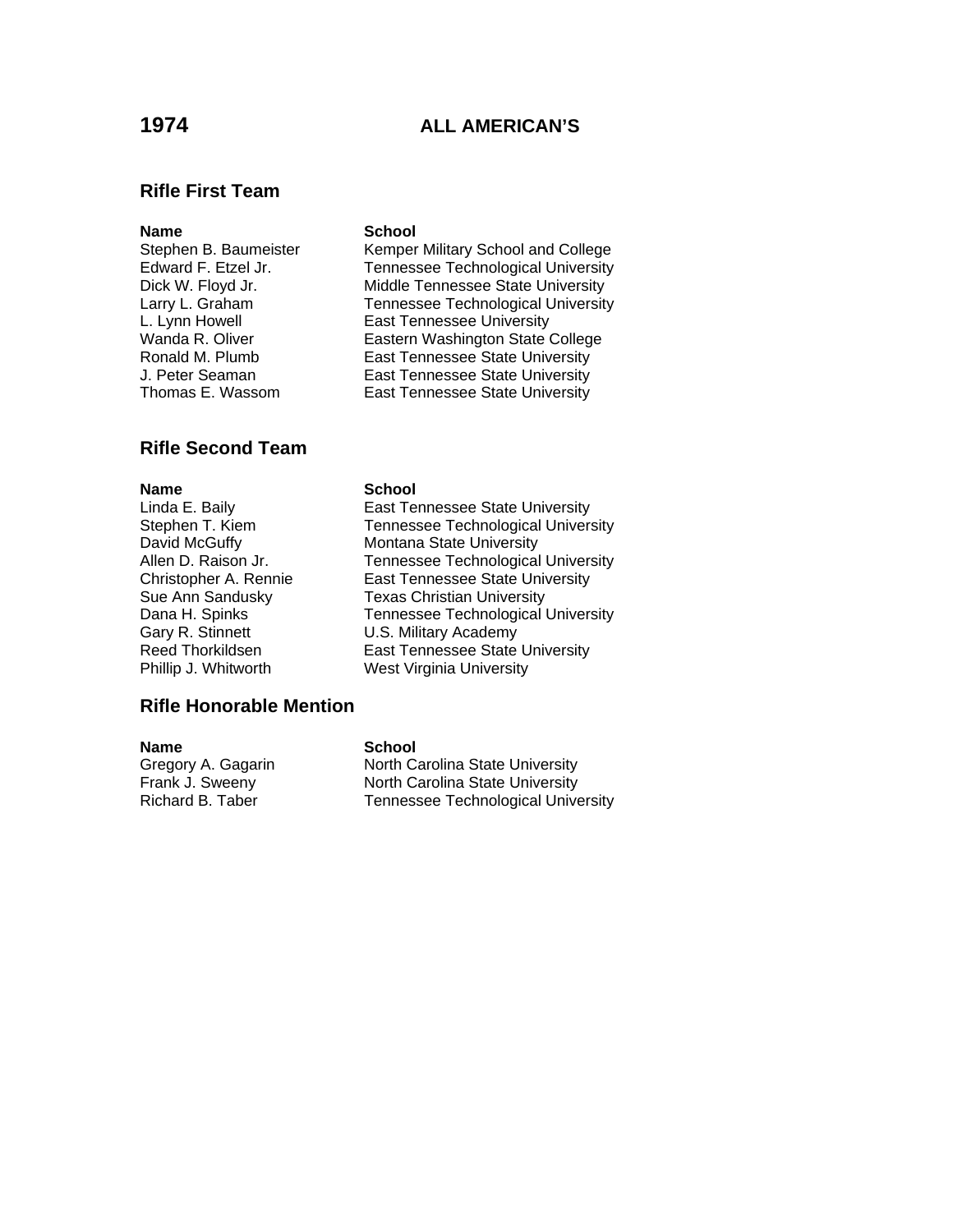# 1974 ALL AMERICAN'S

## Rifle First Team

| Name | School |
| --- | --- |
| Stephen B. Baumeister | Kemper Military School and College |
| Edward F. Etzel Jr. | Tennessee Technological University |
| Dick W. Floyd Jr. | Middle Tennessee State University |
| Larry L. Graham | Tennessee Technological University |
| L. Lynn Howell | East Tennessee University |
| Wanda R. Oliver | Eastern Washington State College |
| Ronald M. Plumb | East Tennessee State University |
| J. Peter Seaman | East Tennessee State University |
| Thomas E. Wassom | East Tennessee State University |

## Rifle Second Team

| Name | School |
| --- | --- |
| Linda E. Baily | East Tennessee State University |
| Stephen T. Kiem | Tennessee Technological University |
| David McGuffy | Montana State University |
| Allen D. Raison Jr. | Tennessee Technological University |
| Christopher A. Rennie | East Tennessee State University |
| Sue Ann Sandusky | Texas Christian University |
| Dana H. Spinks | Tennessee Technological University |
| Gary R. Stinnett | U.S. Military Academy |
| Reed Thorkildsen | East Tennessee State University |
| Phillip J. Whitworth | West Virginia University |

## Rifle Honorable Mention

| Name | School |
| --- | --- |
| Gregory A. Gagarin | North Carolina State University |
| Frank J. Sweeny | North Carolina State University |
| Richard B. Taber | Tennessee Technological University |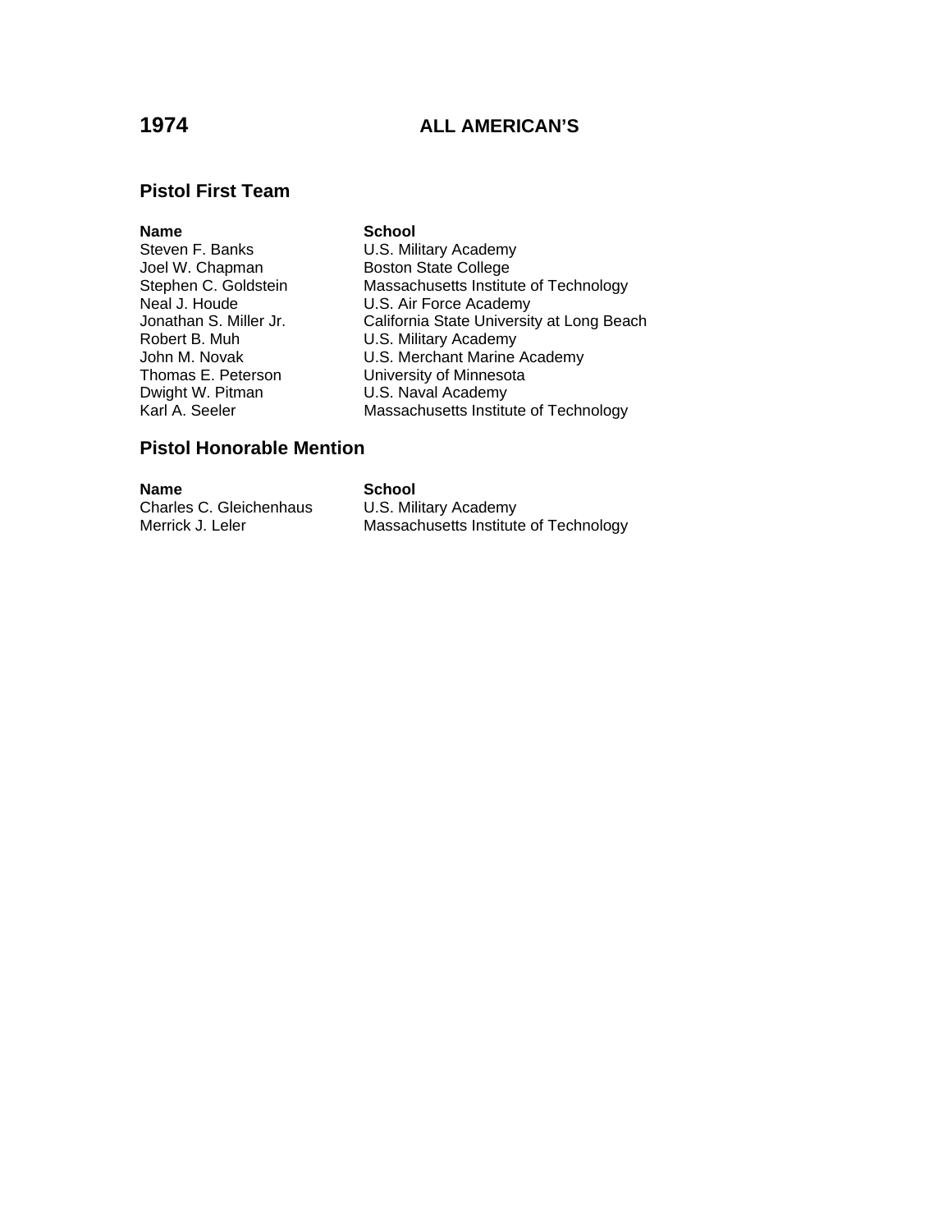# 1974 ALL AMERICAN'S

## Pistol First Team

| Name | School |
|---|---|
| Steven F. Banks | U.S. Military Academy |
| Joel W. Chapman | Boston State College |
| Stephen C. Goldstein | Massachusetts Institute of Technology |
| Neal J. Houde | U.S. Air Force Academy |
| Jonathan S. Miller Jr. | California State University at Long Beach |
| Robert B. Muh | U.S. Military Academy |
| John M. Novak | U.S. Merchant Marine Academy |
| Thomas E. Peterson | University of Minnesota |
| Dwight W. Pitman | U.S. Naval Academy |
| Karl A. Seeler | Massachusetts Institute of Technology |

## Pistol Honorable Mention

| Name | School |
|---|---|
| Charles C. Gleichenhaus | U.S. Military Academy |
| Merrick J. Leler | Massachusetts Institute of Technology |